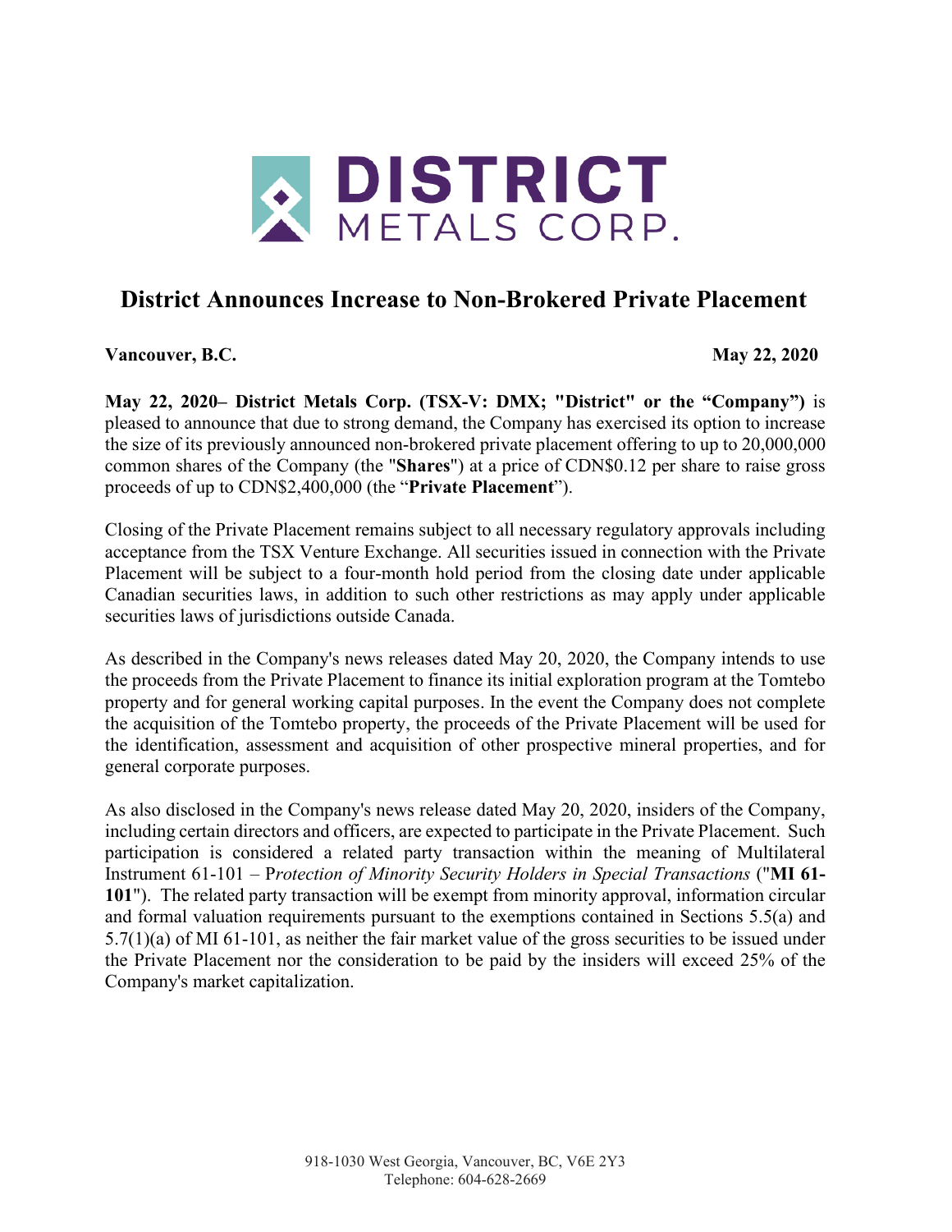# District Announces Increase to Non-Brokered Private Placement

**Vancouver, B.C.** **May 22, 2020**

**May 22, 2020– District Metals Corp. (TSX-V: DMX; "District" or the "Company")** is pleased to announce that due to strong demand, the Company has exercised its option to increase the size of its previously announced non-brokered private placement offering to up to 20,000,000 common shares of the Company (the "**Shares**") at a price of CDN$0.12 per share to raise gross proceeds of up to CDN$2,400,000 (the "**Private Placement**").

Closing of the Private Placement remains subject to all necessary regulatory approvals including acceptance from the TSX Venture Exchange. All securities issued in connection with the Private Placement will be subject to a four-month hold period from the closing date under applicable Canadian securities laws, in addition to such other restrictions as may apply under applicable securities laws of jurisdictions outside Canada.

As described in the Company's news releases dated May 20, 2020, the Company intends to use the proceeds from the Private Placement to finance its initial exploration program at the Tomtebo property and for general working capital purposes. In the event the Company does not complete the acquisition of the Tomtebo property, the proceeds of the Private Placement will be used for the identification, assessment and acquisition of other prospective mineral properties, and for general corporate purposes.

As also disclosed in the Company's news release dated May 20, 2020, insiders of the Company, including certain directors and officers, are expected to participate in the Private Placement. Such participation is considered a related party transaction within the meaning of Multilateral Instrument 61-101 – P*rotection of Minority Security Holders in Special Transactions* ("**MI 61-101**"). The related party transaction will be exempt from minority approval, information circular and formal valuation requirements pursuant to the exemptions contained in Sections 5.5(a) and 5.7(1)(a) of MI 61-101, as neither the fair market value of the gross securities to be issued under the Private Placement nor the consideration to be paid by the insiders will exceed 25% of the Company's market capitalization.

918-1030 West Georgia, Vancouver, BC, V6E 2Y3
Telephone: 604-628-2669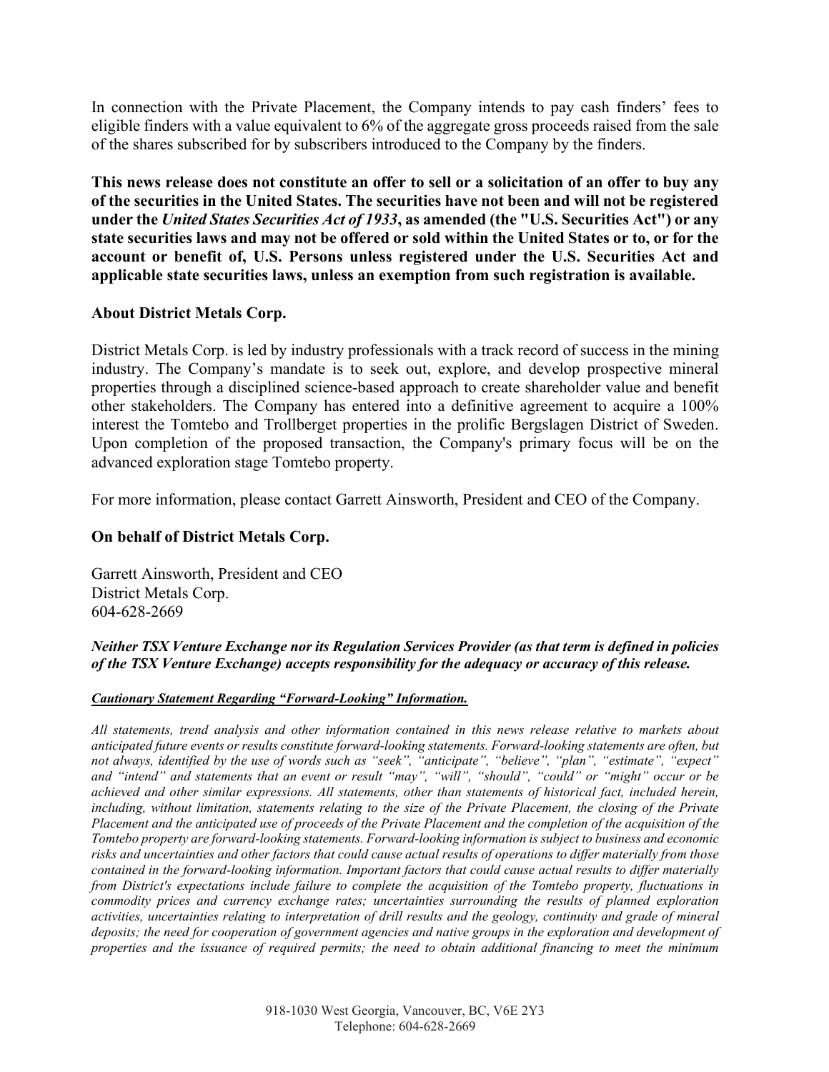In connection with the Private Placement, the Company intends to pay cash finders' fees to eligible finders with a value equivalent to 6% of the aggregate gross proceeds raised from the sale of the shares subscribed for by subscribers introduced to the Company by the finders.

**This news release does not constitute an offer to sell or a solicitation of an offer to buy any of the securities in the United States. The securities have not been and will not be registered under the *United States Securities Act of 1933*, as amended (the "U.S. Securities Act") or any state securities laws and may not be offered or sold within the United States or to, or for the account or benefit of, U.S. Persons unless registered under the U.S. Securities Act and applicable state securities laws, unless an exemption from such registration is available.**

## About District Metals Corp.

District Metals Corp. is led by industry professionals with a track record of success in the mining industry. The Company's mandate is to seek out, explore, and develop prospective mineral properties through a disciplined science-based approach to create shareholder value and benefit other stakeholders. The Company has entered into a definitive agreement to acquire a 100% interest the Tomtebo and Trollberget properties in the prolific Bergslagen District of Sweden. Upon completion of the proposed transaction, the Company's primary focus will be on the advanced exploration stage Tomtebo property.

For more information, please contact Garrett Ainsworth, President and CEO of the Company.

**On behalf of District Metals Corp.**

Garrett Ainsworth, President and CEO
District Metals Corp.
604-628-2669

***Neither TSX Venture Exchange nor its Regulation Services Provider (as that term is defined in policies of the TSX Venture Exchange) accepts responsibility for the adequacy or accuracy of this release.***

***Cautionary Statement Regarding "Forward-Looking" Information.***

*All statements, trend analysis and other information contained in this news release relative to markets about anticipated future events or results constitute forward-looking statements. Forward-looking statements are often, but not always, identified by the use of words such as "seek", "anticipate", "believe", "plan", "estimate", "expect" and "intend" and statements that an event or result "may", "will", "should", "could" or "might" occur or be achieved and other similar expressions. All statements, other than statements of historical fact, included herein, including, without limitation, statements relating to the size of the Private Placement, the closing of the Private Placement and the anticipated use of proceeds of the Private Placement and the completion of the acquisition of the Tomtebo property are forward-looking statements. Forward-looking information is subject to business and economic risks and uncertainties and other factors that could cause actual results of operations to differ materially from those contained in the forward-looking information. Important factors that could cause actual results to differ materially from District's expectations include failure to complete the acquisition of the Tomtebo property, fluctuations in commodity prices and currency exchange rates; uncertainties surrounding the results of planned exploration activities, uncertainties relating to interpretation of drill results and the geology, continuity and grade of mineral deposits; the need for cooperation of government agencies and native groups in the exploration and development of properties and the issuance of required permits; the need to obtain additional financing to meet the minimum*

918-1030 West Georgia, Vancouver, BC, V6E 2Y3
Telephone: 604-628-2669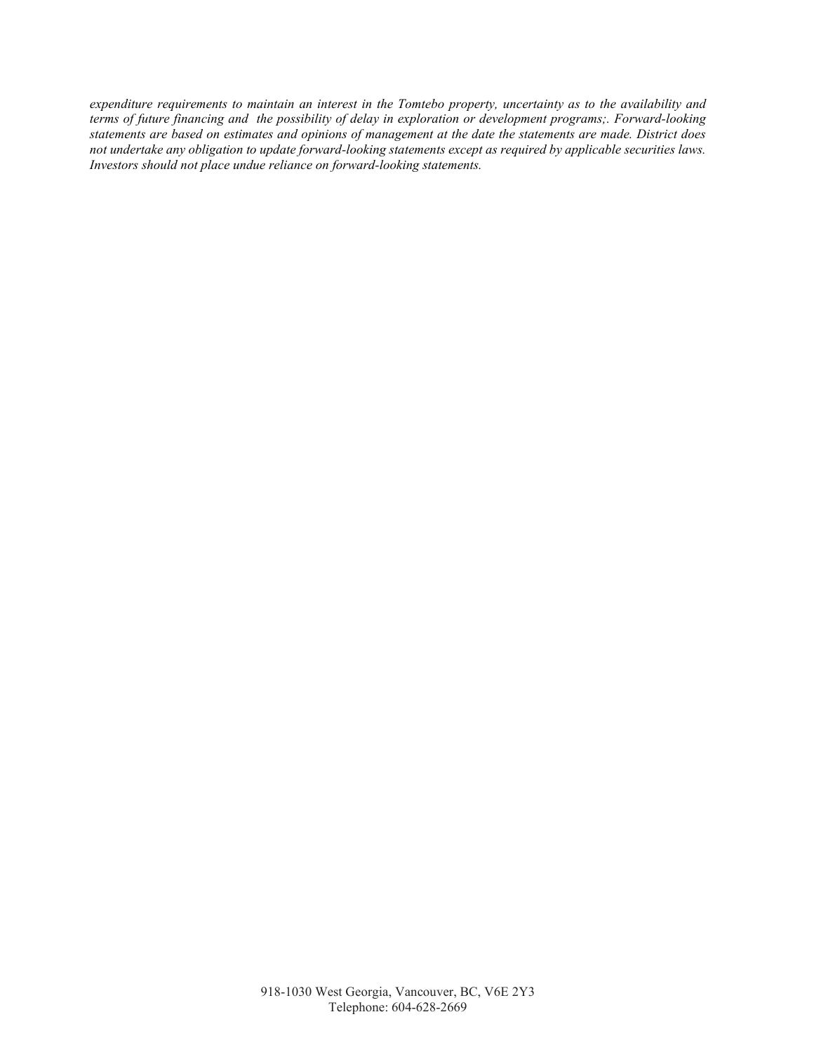*expenditure requirements to maintain an interest in the Tomtebo property, uncertainty as to the availability and terms of future financing and the possibility of delay in exploration or development programs;. Forward-looking statements are based on estimates and opinions of management at the date the statements are made. District does not undertake any obligation to update forward-looking statements except as required by applicable securities laws. Investors should not place undue reliance on forward-looking statements.*

918-1030 West Georgia, Vancouver, BC, V6E 2Y3
Telephone: 604-628-2669